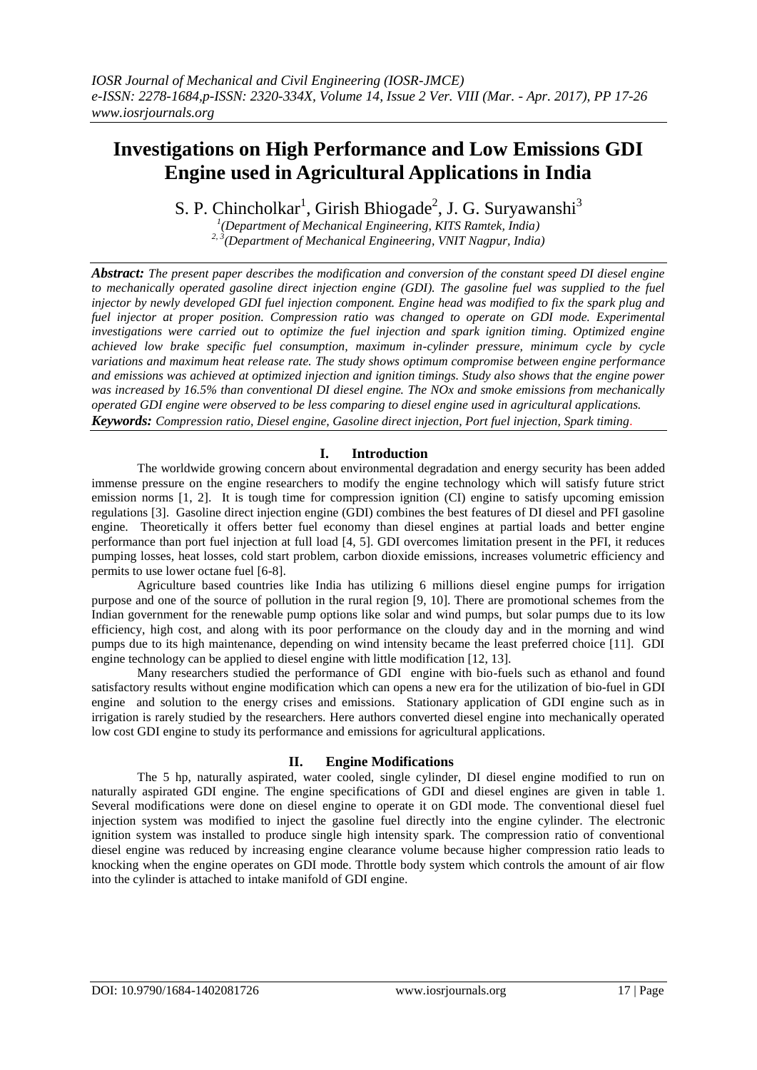# Investigations on High Performance and Low Emissions GDI Engine used in Agricultural Applications in India

S. P. Chincholkar[1], Girish Bhiogade[2], J. G. Suryawanshi[3]

[1](Department of Mechanical Engineering, KITS Ramtek, India)
[2, 3](Department of Mechanical Engineering, VNIT Nagpur, India)

***Abstract:*** *The present paper describes the modification and conversion of the constant speed DI diesel engine to mechanically operated gasoline direct injection engine (GDI). The gasoline fuel was supplied to the fuel injector by newly developed GDI fuel injection component. Engine head was modified to fix the spark plug and fuel injector at proper position. Compression ratio was changed to operate on GDI mode. Experimental investigations were carried out to optimize the fuel injection and spark ignition timing. Optimized engine achieved low brake specific fuel consumption, maximum in-cylinder pressure, minimum cycle by cycle variations and maximum heat release rate. The study shows optimum compromise between engine performance and emissions was achieved at optimized injection and ignition timings. Study also shows that the engine power was increased by 16.5% than conventional DI diesel engine. The NOx and smoke emissions from mechanically operated GDI engine were observed to be less comparing to diesel engine used in agricultural applications.*

***Keywords:*** *Compression ratio, Diesel engine, Gasoline direct injection, Port fuel injection, Spark timing.*

## I. Introduction

The worldwide growing concern about environmental degradation and energy security has been added immense pressure on the engine researchers to modify the engine technology which will satisfy future strict emission norms [1, 2]. It is tough time for compression ignition (CI) engine to satisfy upcoming emission regulations [3]. Gasoline direct injection engine (GDI) combines the best features of DI diesel and PFI gasoline engine. Theoretically it offers better fuel economy than diesel engines at partial loads and better engine performance than port fuel injection at full load [4, 5]. GDI overcomes limitation present in the PFI, it reduces pumping losses, heat losses, cold start problem, carbon dioxide emissions, increases volumetric efficiency and permits to use lower octane fuel [6-8].

Agriculture based countries like India has utilizing 6 millions diesel engine pumps for irrigation purpose and one of the source of pollution in the rural region [9, 10]. There are promotional schemes from the Indian government for the renewable pump options like solar and wind pumps, but solar pumps due to its low efficiency, high cost, and along with its poor performance on the cloudy day and in the morning and wind pumps due to its high maintenance, depending on wind intensity became the least preferred choice [11]. GDI engine technology can be applied to diesel engine with little modification [12, 13].

Many researchers studied the performance of GDI engine with bio-fuels such as ethanol and found satisfactory results without engine modification which can opens a new era for the utilization of bio-fuel in GDI engine and solution to the energy crises and emissions. Stationary application of GDI engine such as in irrigation is rarely studied by the researchers. Here authors converted diesel engine into mechanically operated low cost GDI engine to study its performance and emissions for agricultural applications.

## II. Engine Modifications

The 5 hp, naturally aspirated, water cooled, single cylinder, DI diesel engine modified to run on naturally aspirated GDI engine. The engine specifications of GDI and diesel engines are given in table 1. Several modifications were done on diesel engine to operate it on GDI mode. The conventional diesel fuel injection system was modified to inject the gasoline fuel directly into the engine cylinder. The electronic ignition system was installed to produce single high intensity spark. The compression ratio of conventional diesel engine was reduced by increasing engine clearance volume because higher compression ratio leads to knocking when the engine operates on GDI mode. Throttle body system which controls the amount of air flow into the cylinder is attached to intake manifold of GDI engine.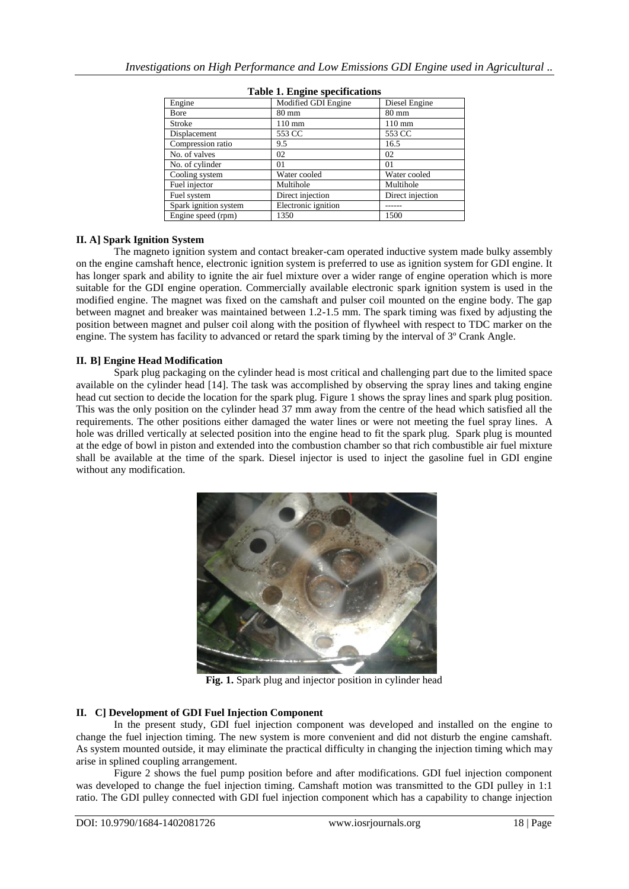**Table 1. Engine specifications**

| Engine | Modified GDI Engine | Diesel Engine |
|---|---|---|
| Bore | 80 mm | 80 mm |
| Stroke | 110 mm | 110 mm |
| Displacement | 553 CC | 553 CC |
| Compression ratio | 9.5 | 16.5 |
| No. of valves | 02 | 02 |
| No. of cylinder | 01 | 01 |
| Cooling system | Water cooled | Water cooled |
| Fuel injector | Multihole | Multihole |
| Fuel system | Direct injection | Direct injection |
| Spark ignition system | Electronic ignition | ------ |
| Engine speed (rpm) | 1350 | 1500 |

### II. A] Spark Ignition System

The magneto ignition system and contact breaker-cam operated inductive system made bulky assembly on the engine camshaft hence, electronic ignition system is preferred to use as ignition system for GDI engine. It has longer spark and ability to ignite the air fuel mixture over a wider range of engine operation which is more suitable for the GDI engine operation. Commercially available electronic spark ignition system is used in the modified engine. The magnet was fixed on the camshaft and pulser coil mounted on the engine body. The gap between magnet and breaker was maintained between 1.2-1.5 mm. The spark timing was fixed by adjusting the position between magnet and pulser coil along with the position of flywheel with respect to TDC marker on the engine. The system has facility to advanced or retard the spark timing by the interval of 3º Crank Angle.

### II. B] Engine Head Modification

Spark plug packaging on the cylinder head is most critical and challenging part due to the limited space available on the cylinder head [14]. The task was accomplished by observing the spray lines and taking engine head cut section to decide the location for the spark plug. Figure 1 shows the spray lines and spark plug position. This was the only position on the cylinder head 37 mm away from the centre of the head which satisfied all the requirements. The other positions either damaged the water lines or were not meeting the fuel spray lines. A hole was drilled vertically at selected position into the engine head to fit the spark plug. Spark plug is mounted at the edge of bowl in piston and extended into the combustion chamber so that rich combustible air fuel mixture shall be available at the time of the spark. Diesel injector is used to inject the gasoline fuel in GDI engine without any modification.

**Fig. 1.** Spark plug and injector position in cylinder head

### II. C] Development of GDI Fuel Injection Component

In the present study, GDI fuel injection component was developed and installed on the engine to change the fuel injection timing. The new system is more convenient and did not disturb the engine camshaft. As system mounted outside, it may eliminate the practical difficulty in changing the injection timing which may arise in splined coupling arrangement.

Figure 2 shows the fuel pump position before and after modifications. GDI fuel injection component was developed to change the fuel injection timing. Camshaft motion was transmitted to the GDI pulley in 1:1 ratio. The GDI pulley connected with GDI fuel injection component which has a capability to change injection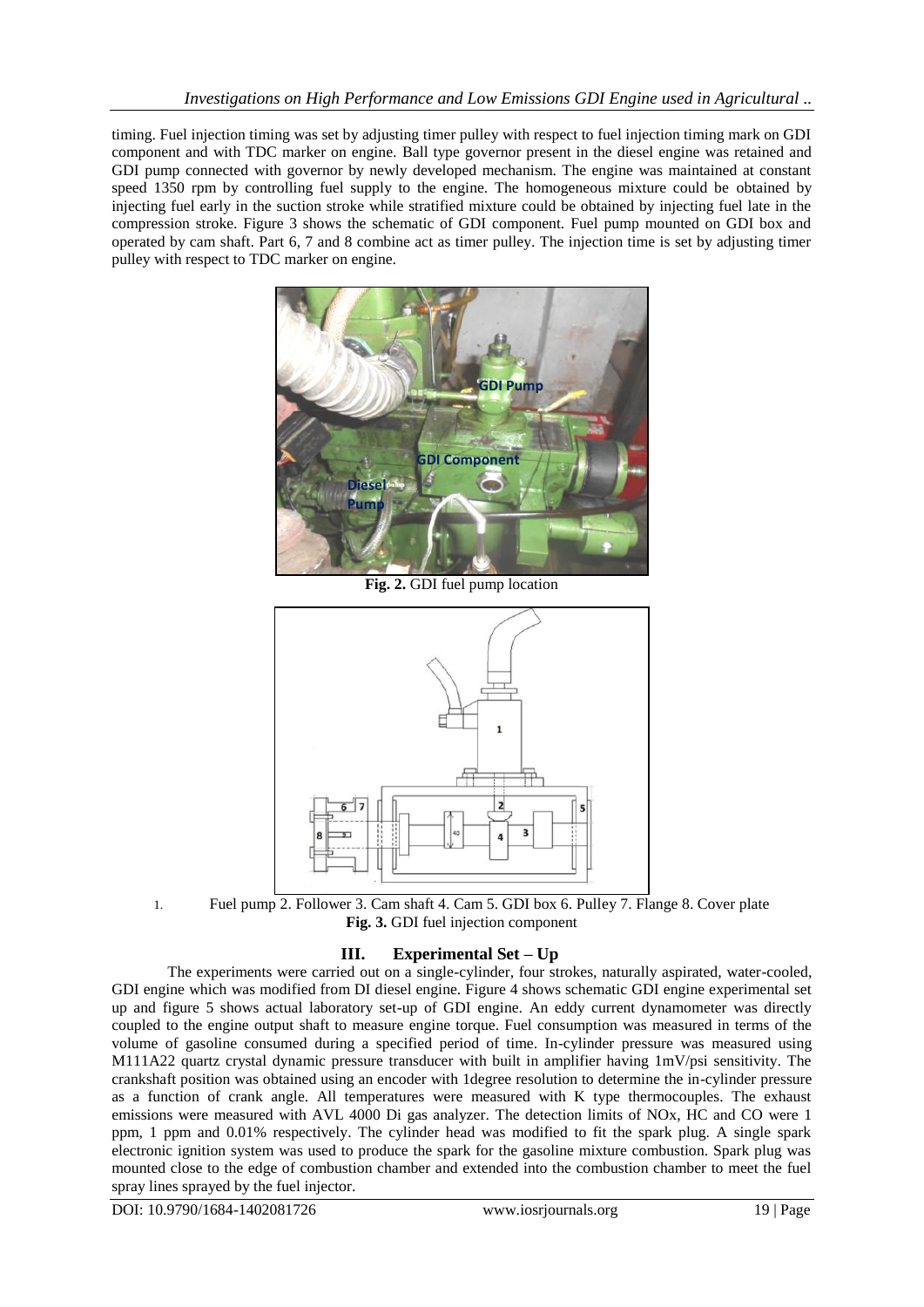timing. Fuel injection timing was set by adjusting timer pulley with respect to fuel injection timing mark on GDI component and with TDC marker on engine. Ball type governor present in the diesel engine was retained and GDI pump connected with governor by newly developed mechanism. The engine was maintained at constant speed 1350 rpm by controlling fuel supply to the engine. The homogeneous mixture could be obtained by injecting fuel early in the suction stroke while stratified mixture could be obtained by injecting fuel late in the compression stroke. Figure 3 shows the schematic of GDI component. Fuel pump mounted on GDI box and operated by cam shaft. Part 6, 7 and 8 combine act as timer pulley. The injection time is set by adjusting timer pulley with respect to TDC marker on engine.

**Fig. 2.** GDI fuel pump location

1. Fuel pump 2. Follower 3. Cam shaft 4. Cam 5. GDI box 6. Pulley 7. Flange 8. Cover plate

**Fig. 3.** GDI fuel injection component

## III. Experimental Set – Up

The experiments were carried out on a single-cylinder, four strokes, naturally aspirated, water-cooled, GDI engine which was modified from DI diesel engine. Figure 4 shows schematic GDI engine experimental set up and figure 5 shows actual laboratory set-up of GDI engine. An eddy current dynamometer was directly coupled to the engine output shaft to measure engine torque. Fuel consumption was measured in terms of the volume of gasoline consumed during a specified period of time. In-cylinder pressure was measured using M111A22 quartz crystal dynamic pressure transducer with built in amplifier having 1mV/psi sensitivity. The crankshaft position was obtained using an encoder with 1degree resolution to determine the in-cylinder pressure as a function of crank angle. All temperatures were measured with K type thermocouples. The exhaust emissions were measured with AVL 4000 Di gas analyzer. The detection limits of NOx, HC and CO were 1 ppm, 1 ppm and 0.01% respectively. The cylinder head was modified to fit the spark plug. A single spark electronic ignition system was used to produce the spark for the gasoline mixture combustion. Spark plug was mounted close to the edge of combustion chamber and extended into the combustion chamber to meet the fuel spray lines sprayed by the fuel injector.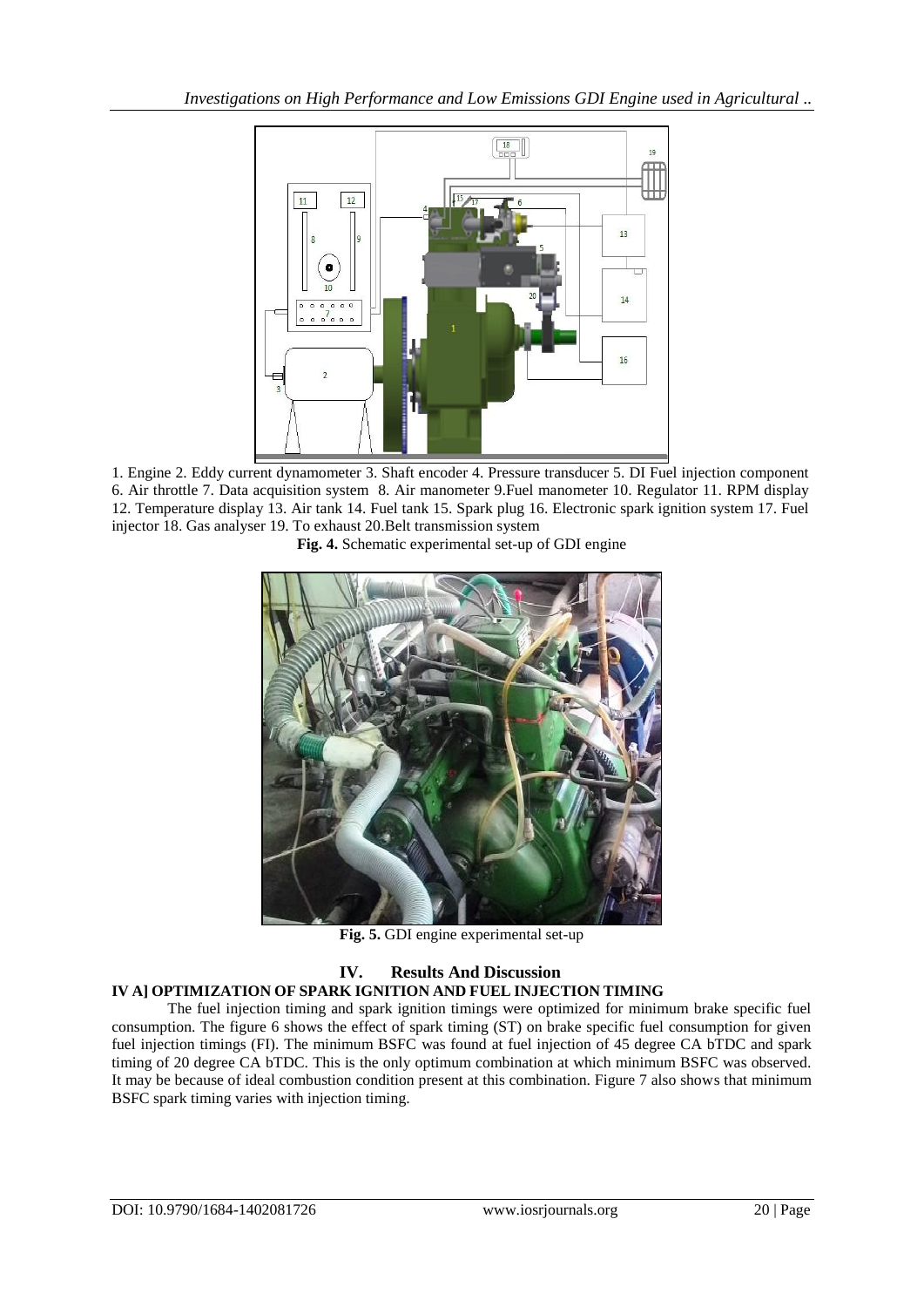1. Engine 2. Eddy current dynamometer 3. Shaft encoder 4. Pressure transducer 5. DI Fuel injection component 6. Air throttle 7. Data acquisition system 8. Air manometer 9.Fuel manometer 10. Regulator 11. RPM display 12. Temperature display 13. Air tank 14. Fuel tank 15. Spark plug 16. Electronic spark ignition system 17. Fuel injector 18. Gas analyser 19. To exhaust 20.Belt transmission system

**Fig. 4.** Schematic experimental set-up of GDI engine

**Fig. 5.** GDI engine experimental set-up

# IV. Results And Discussion

## IV A] OPTIMIZATION OF SPARK IGNITION AND FUEL INJECTION TIMING

The fuel injection timing and spark ignition timings were optimized for minimum brake specific fuel consumption. The figure 6 shows the effect of spark timing (ST) on brake specific fuel consumption for given fuel injection timings (FI). The minimum BSFC was found at fuel injection of 45 degree CA bTDC and spark timing of 20 degree CA bTDC. This is the only optimum combination at which minimum BSFC was observed. It may be because of ideal combustion condition present at this combination. Figure 7 also shows that minimum BSFC spark timing varies with injection timing.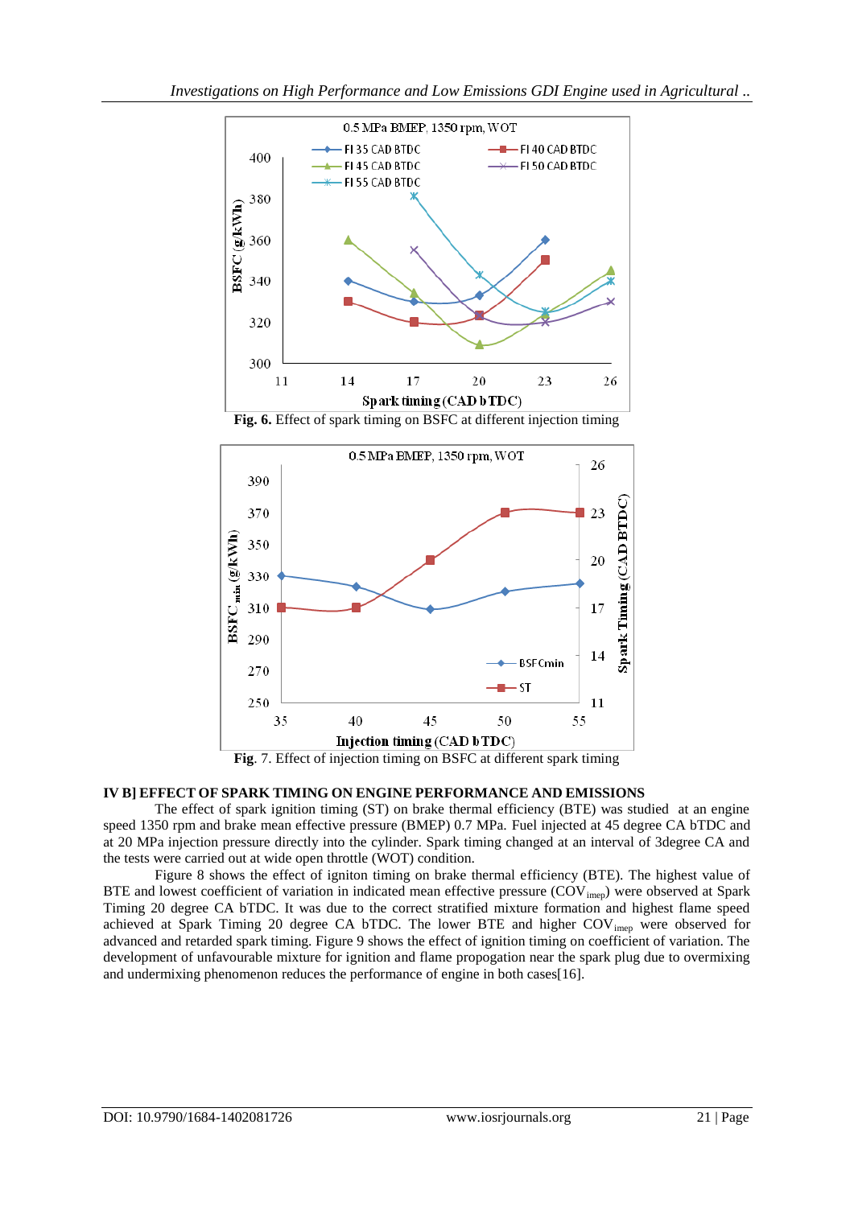**Fig. 6.** Effect of spark timing on BSFC at different injection timing

**Fig**. 7. Effect of injection timing on BSFC at different spark timing

**IV B] EFFECT OF SPARK TIMING ON ENGINE PERFORMANCE AND EMISSIONS**

The effect of spark ignition timing (ST) on brake thermal efficiency (BTE) was studied at an engine speed 1350 rpm and brake mean effective pressure (BMEP) 0.7 MPa. Fuel injected at 45 degree CA bTDC and at 20 MPa injection pressure directly into the cylinder. Spark timing changed at an interval of 3degree CA and the tests were carried out at wide open throttle (WOT) condition.

Figure 8 shows the effect of igniton timing on brake thermal efficiency (BTE). The highest value of BTE and lowest coefficient of variation in indicated mean effective pressure ($COV_{imep}$) were observed at Spark Timing 20 degree CA bTDC. It was due to the correct stratified mixture formation and highest flame speed achieved at Spark Timing 20 degree CA bTDC. The lower BTE and higher $COV_{imep}$ were observed for advanced and retarded spark timing. Figure 9 shows the effect of ignition timing on coefficient of variation. The development of unfavourable mixture for ignition and flame propogation near the spark plug due to overmixing and undermixing phenomenon reduces the performance of engine in both cases[16].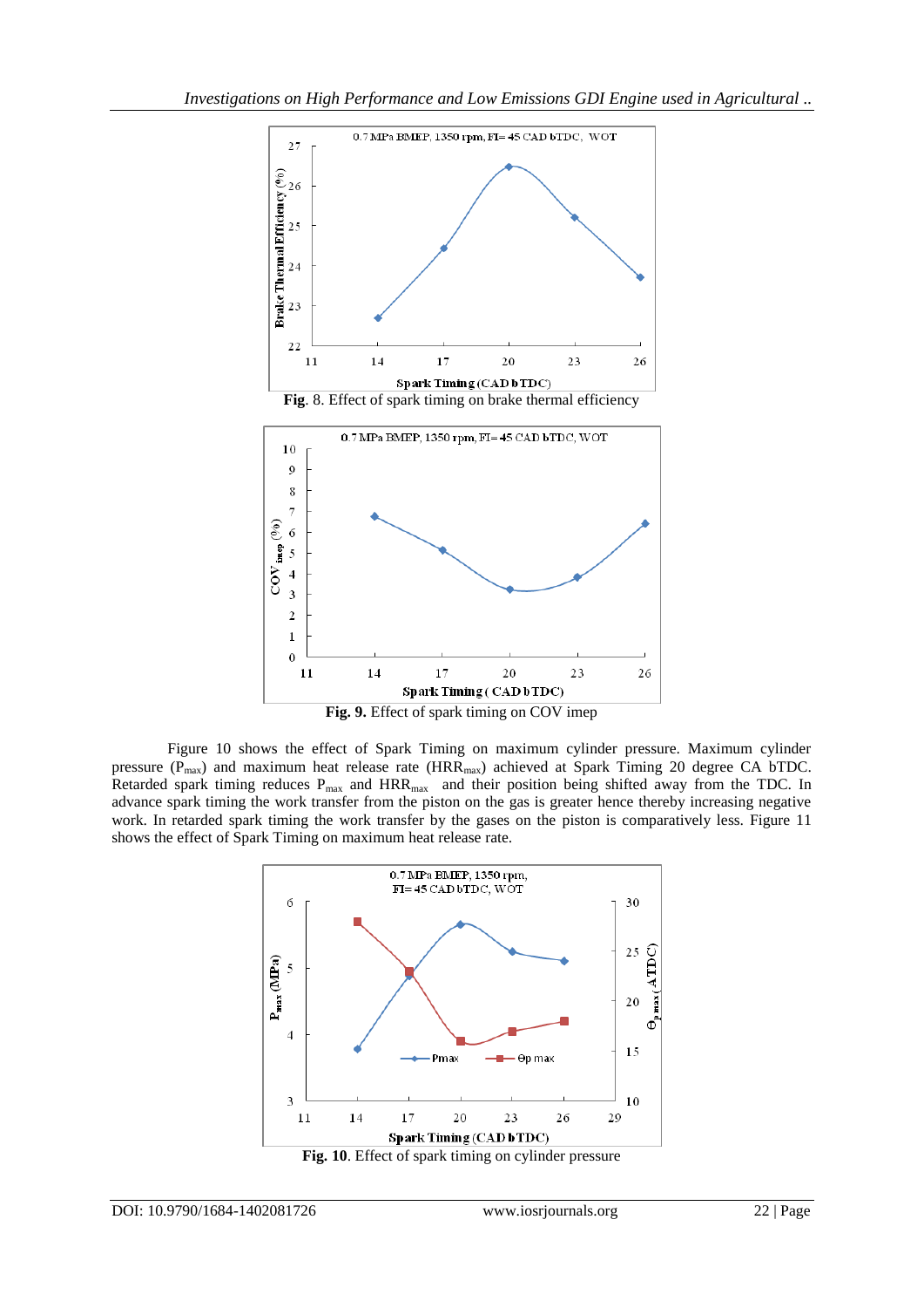**Fig**. 8. Effect of spark timing on brake thermal efficiency

**Fig. 9.** Effect of spark timing on COV imep

Figure 10 shows the effect of Spark Timing on maximum cylinder pressure. Maximum cylinder pressure ($P_{max}$) and maximum heat release rate ($HRR_{max}$) achieved at Spark Timing 20 degree CA bTDC. Retarded spark timing reduces $P_{max}$ and $HRR_{max}$ and their position being shifted away from the TDC. In advance spark timing the work transfer from the piston on the gas is greater hence thereby increasing negative work. In retarded spark timing the work transfer by the gases on the piston is comparatively less. Figure 11 shows the effect of Spark Timing on maximum heat release rate.

**Fig. 10**. Effect of spark timing on cylinder pressure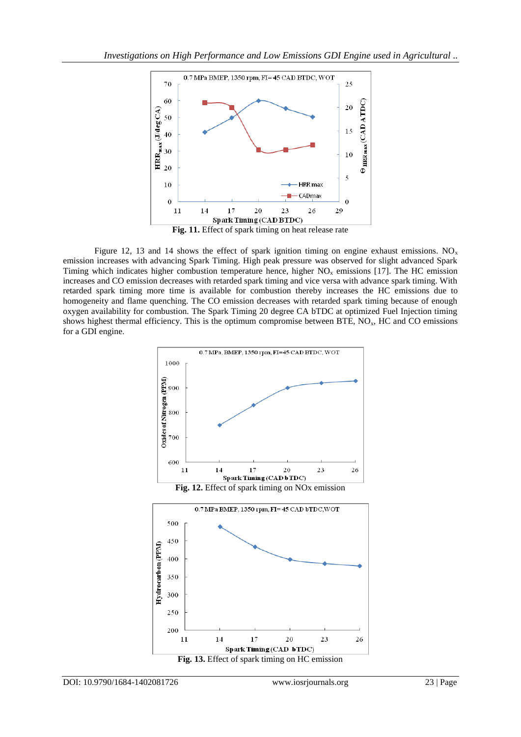Fig. 11. Effect of spark timing on heat release rate

Figure 12, 13 and 14 shows the effect of spark ignition timing on engine exhaust emissions. $NO_x$ emission increases with advancing Spark Timing. High peak pressure was observed for slight advanced Spark Timing which indicates higher combustion temperature hence, higher $NO_x$ emissions [17]. The HC emission increases and CO emission decreases with retarded spark timing and vice versa with advance spark timing. With retarded spark timing more time is available for combustion thereby increases the HC emissions due to homogeneity and flame quenching. The CO emission decreases with retarded spark timing because of enough oxygen availability for combustion. The Spark Timing 20 degree CA bTDC at optimized Fuel Injection timing shows highest thermal efficiency. This is the optimum compromise between BTE, $NO_x$, HC and CO emissions for a GDI engine.

Fig. 12. Effect of spark timing on NOx emission

Fig. 13. Effect of spark timing on HC emission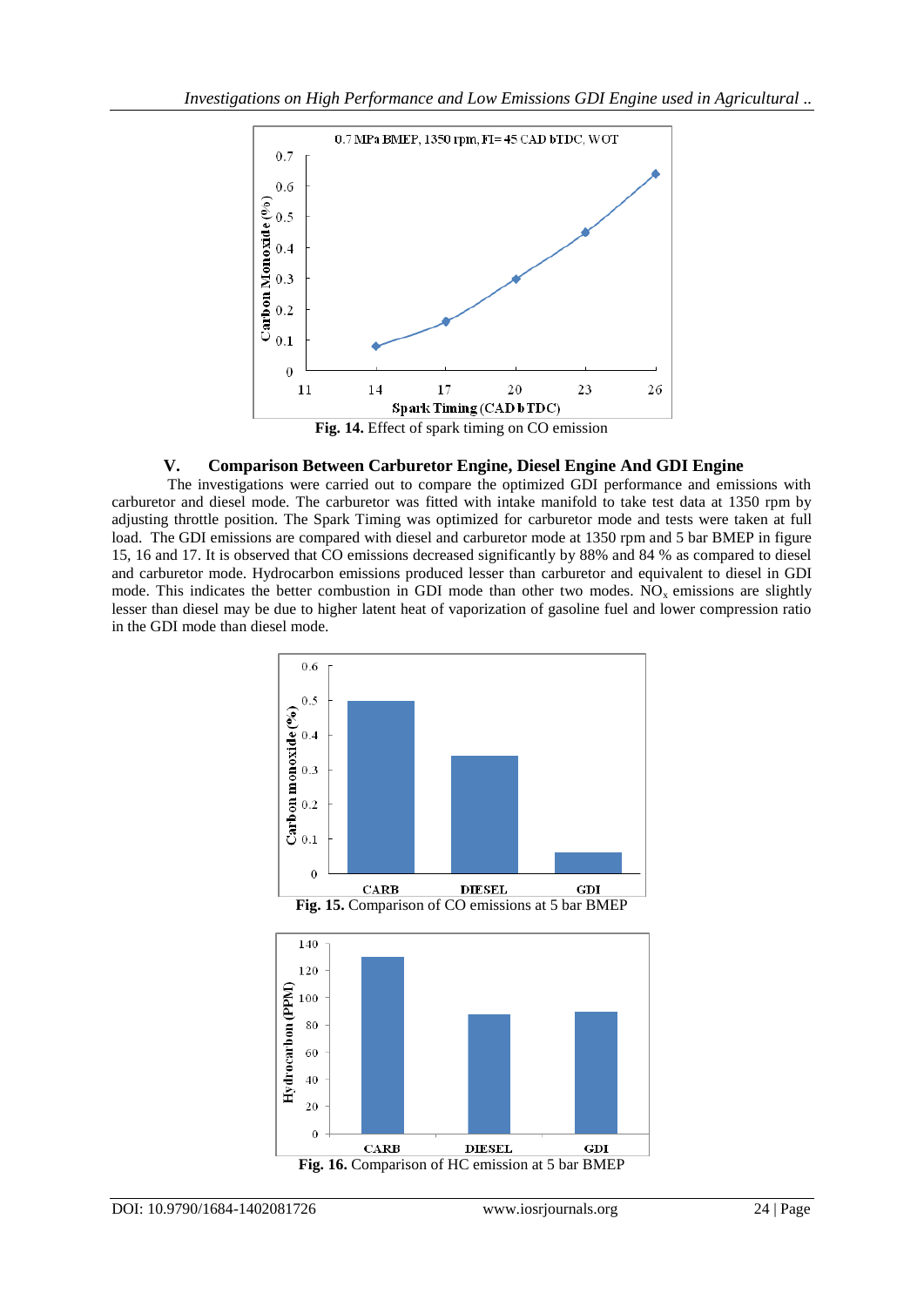Fig. 14. Effect of spark timing on CO emission

## V. Comparison Between Carburetor Engine, Diesel Engine And GDI Engine

The investigations were carried out to compare the optimized GDI performance and emissions with carburetor and diesel mode. The carburetor was fitted with intake manifold to take test data at 1350 rpm by adjusting throttle position. The Spark Timing was optimized for carburetor mode and tests were taken at full load. The GDI emissions are compared with diesel and carburetor mode at 1350 rpm and 5 bar BMEP in figure 15, 16 and 17. It is observed that CO emissions decreased significantly by 88% and 84 % as compared to diesel and carburetor mode. Hydrocarbon emissions produced lesser than carburetor and equivalent to diesel in GDI mode. This indicates the better combustion in GDI mode than other two modes. $NO_x$ emissions are slightly lesser than diesel may be due to higher latent heat of vaporization of gasoline fuel and lower compression ratio in the GDI mode than diesel mode.

Fig. 15. Comparison of CO emissions at 5 bar BMEP

Fig. 16. Comparison of HC emission at 5 bar BMEP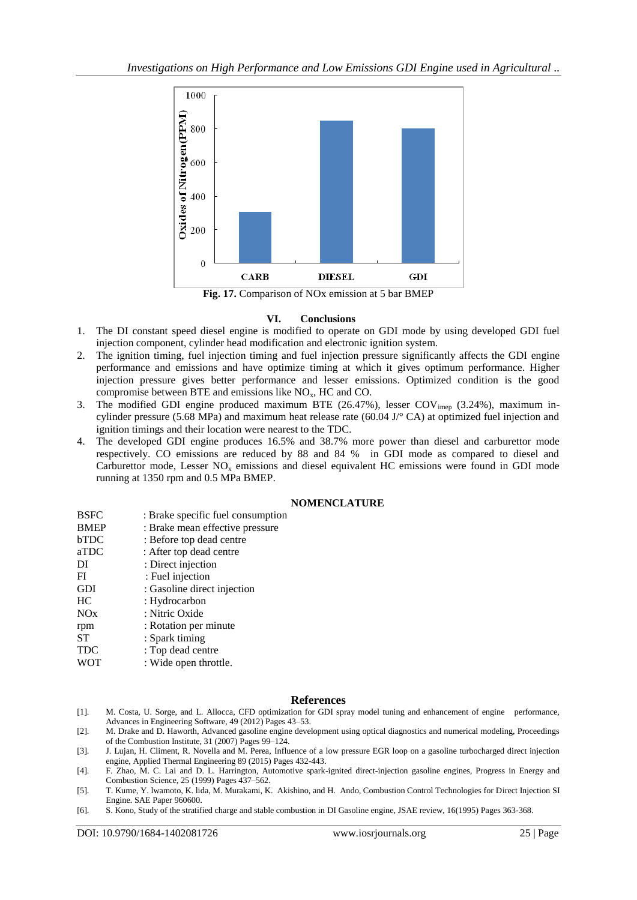Fig. 17. Comparison of NOx emission at 5 bar BMEP

## VI. Conclusions

1. The DI constant speed diesel engine is modified to operate on GDI mode by using developed GDI fuel injection component, cylinder head modification and electronic ignition system.
2. The ignition timing, fuel injection timing and fuel injection pressure significantly affects the GDI engine performance and emissions and have optimize timing at which it gives optimum performance. Higher injection pressure gives better performance and lesser emissions. Optimized condition is the good compromise between BTE and emissions like $NO_x$, HC and CO.
3. The modified GDI engine produced maximum BTE (26.47%), lesser $COV_{imep}$ (3.24%), maximum in-cylinder pressure (5.68 MPa) and maximum heat release rate (60.04 J/° CA) at optimized fuel injection and ignition timings and their location were nearest to the TDC.
4. The developed GDI engine produces 16.5% and 38.7% more power than diesel and carburettor mode respectively. CO emissions are reduced by 88 and 84 % in GDI mode as compared to diesel and Carburettor mode, Lesser $NO_x$ emissions and diesel equivalent HC emissions were found in GDI mode running at 1350 rpm and 0.5 MPa BMEP.

### NOMENCLATURE

| | |
|---|---|
| BSFC | : Brake specific fuel consumption |
| BMEP | : Brake mean effective pressure |
| bTDC | : Before top dead centre |
| aTDC | : After top dead centre |
| DI | : Direct injection |
| FI | : Fuel injection |
| GDI | : Gasoline direct injection |
| HC | : Hydrocarbon |
| NOx | : Nitric Oxide |
| rpm | : Rotation per minute |
| ST | : Spark timing |
| TDC | : Top dead centre |
| WOT | : Wide open throttle. |

## References

[1]. M. Costa, U. Sorge, and L. Allocca, CFD optimization for GDI spray model tuning and enhancement of engine performance, Advances in Engineering Software, 49 (2012) Pages 43–53.

[2]. M. Drake and D. Haworth, Advanced gasoline engine development using optical diagnostics and numerical modeling, Proceedings of the Combustion Institute, 31 (2007) Pages 99–124.

[3]. J. Lujan, H. Climent, R. Novella and M. Perea, Influence of a low pressure EGR loop on a gasoline turbocharged direct injection engine, Applied Thermal Engineering 89 (2015) Pages 432-443.

[4]. F. Zhao, M. C. Lai and D. L. Harrington, Automotive spark-ignited direct-injection gasoline engines, Progress in Energy and Combustion Science, 25 (1999) Pages 437–562.

[5]. T. Kume, Y. lwamoto, K. lida, M. Murakami, K. Akishino, and H. Ando, Combustion Control Technologies for Direct Injection SI Engine. SAE Paper 960600.

[6]. S. Kono, Study of the stratified charge and stable combustion in DI Gasoline engine, JSAE review, 16(1995) Pages 363-368.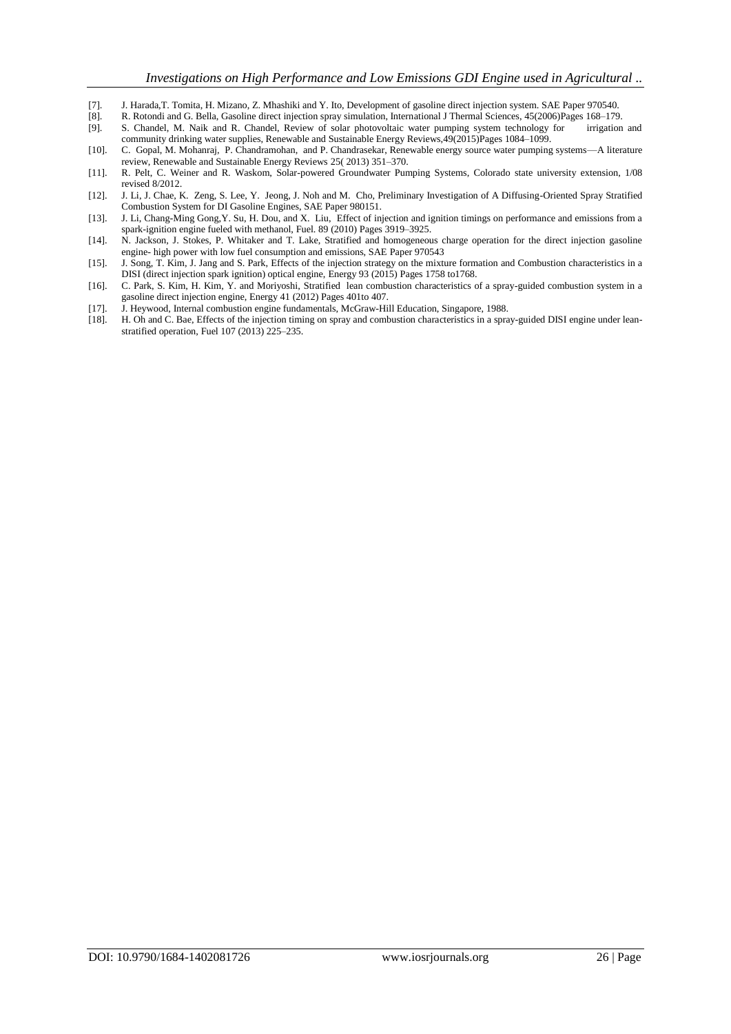[7]. J. Harada,T. Tomita, H. Mizano, Z. Mhashiki and Y. Ito, Development of gasoline direct injection system. SAE Paper 970540.

[8]. R. Rotondi and G. Bella, Gasoline direct injection spray simulation, International J Thermal Sciences, 45(2006)Pages 168–179.

[9]. S. Chandel, M. Naik and R. Chandel, Review of solar photovoltaic water pumping system technology for irrigation and community drinking water supplies, Renewable and Sustainable Energy Reviews,49(2015)Pages 1084–1099.

[10]. C. Gopal, M. Mohanraj, P. Chandramohan, and P. Chandrasekar, Renewable energy source water pumping systems—A literature review, Renewable and Sustainable Energy Reviews 25( 2013) 351–370.

[11]. R. Pelt, C. Weiner and R. Waskom, Solar-powered Groundwater Pumping Systems, Colorado state university extension, 1/08 revised 8/2012.

[12]. J. Li, J. Chae, K. Zeng, S. Lee, Y. Jeong, J. Noh and M. Cho, Preliminary Investigation of A Diffusing-Oriented Spray Stratified Combustion System for DI Gasoline Engines, SAE Paper 980151.

[13]. J. Li, Chang-Ming Gong,Y. Su, H. Dou, and X. Liu, Effect of injection and ignition timings on performance and emissions from a spark-ignition engine fueled with methanol, Fuel. 89 (2010) Pages 3919–3925.

[14]. N. Jackson, J. Stokes, P. Whitaker and T. Lake, Stratified and homogeneous charge operation for the direct injection gasoline engine- high power with low fuel consumption and emissions, SAE Paper 970543

[15]. J. Song, T. Kim, J. Jang and S. Park, Effects of the injection strategy on the mixture formation and Combustion characteristics in a DISI (direct injection spark ignition) optical engine, Energy 93 (2015) Pages 1758 to1768.

[16]. C. Park, S. Kim, H. Kim, Y. and Moriyoshi, Stratified lean combustion characteristics of a spray-guided combustion system in a gasoline direct injection engine, Energy 41 (2012) Pages 401to 407.

[17]. J. Heywood, Internal combustion engine fundamentals, McGraw-Hill Education, Singapore, 1988.

[18]. H. Oh and C. Bae, Effects of the injection timing on spray and combustion characteristics in a spray-guided DISI engine under lean-stratified operation, Fuel 107 (2013) 225–235.